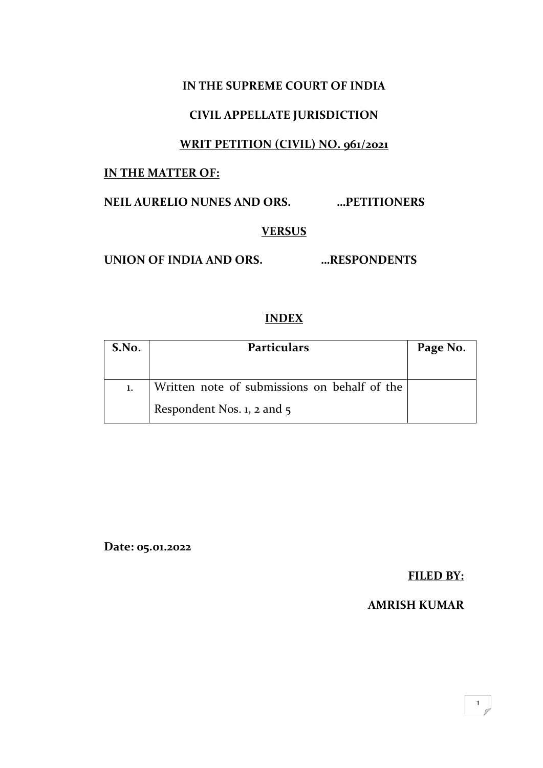**IN THE SUPREME COURT OF INDIA**

**CIVIL APPELLATE JURISDICTION**

**WRIT PETITION (CIVIL) NO. 961/2021**

**IN THE MATTER OF:**

**NEIL AURELIO NUNES AND ORS. …PETITIONERS**

**VERSUS**

**UNION OF INDIA AND ORS. …RESPONDENTS**

**INDEX**

| S.No. | Particulars | Page No. |
|---|---|---|
| 1. | Written note of submissions on behalf of the Respondent Nos. 1, 2 and 5 | |

**Date: 05.01.2022**

**FILED BY:**

**AMRISH KUMAR**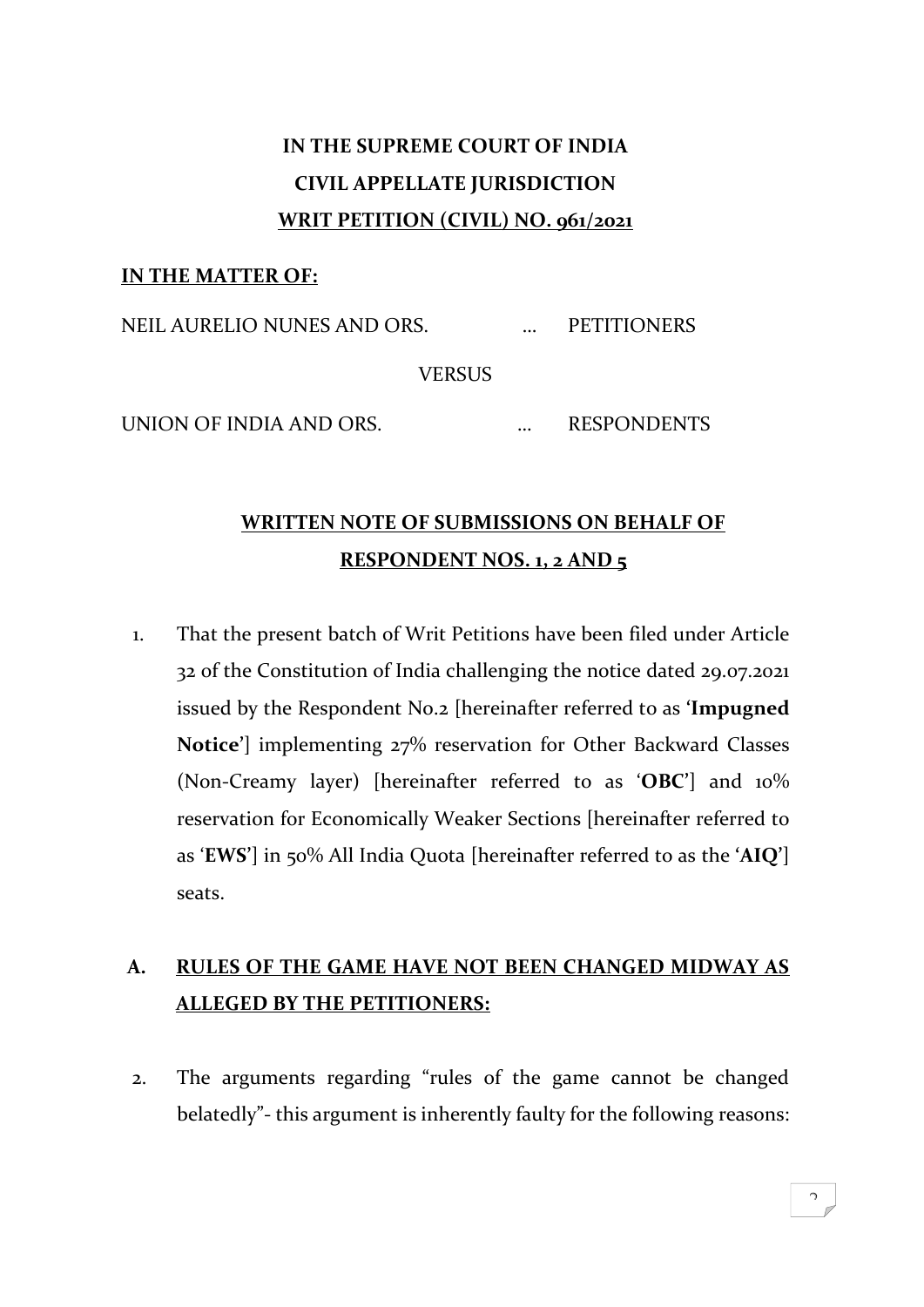**IN THE SUPREME COURT OF INDIA**

**CIVIL APPELLATE JURISDICTION**

**WRIT PETITION (CIVIL) NO. 961/2021**

**IN THE MATTER OF:**

NEIL AURELIO NUNES AND ORS. ... PETITIONERS

VERSUS

UNION OF INDIA AND ORS. ... RESPONDENTS

**WRITTEN NOTE OF SUBMISSIONS ON BEHALF OF RESPONDENT NOS. 1, 2 AND 5**

1. That the present batch of Writ Petitions have been filed under Article 32 of the Constitution of India challenging the notice dated 29.07.2021 issued by the Respondent No.2 [hereinafter referred to as '**Impugned Notice**'] implementing 27% reservation for Other Backward Classes (Non-Creamy layer) [hereinafter referred to as '**OBC**'] and 10% reservation for Economically Weaker Sections [hereinafter referred to as '**EWS**'] in 50% All India Quota [hereinafter referred to as the '**AIQ**'] seats.

## A. RULES OF THE GAME HAVE NOT BEEN CHANGED MIDWAY AS ALLEGED BY THE PETITIONERS:

2. The arguments regarding "rules of the game cannot be changed belatedly"- this argument is inherently faulty for the following reasons: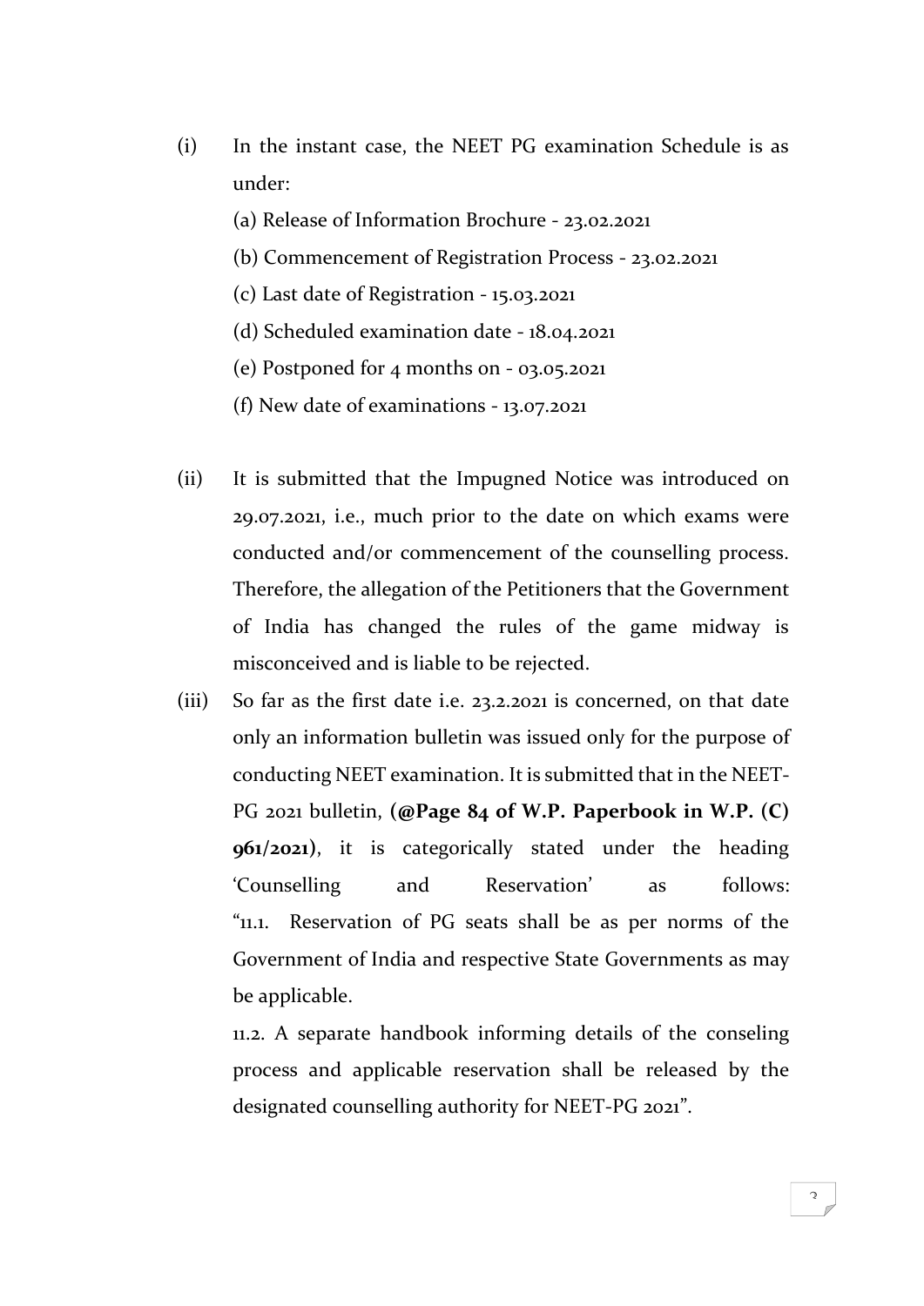(i) In the instant case, the NEET PG examination Schedule is as under:

(a) Release of Information Brochure - 23.02.2021

(b) Commencement of Registration Process - 23.02.2021

(c) Last date of Registration - 15.03.2021

(d) Scheduled examination date - 18.04.2021

(e) Postponed for 4 months on - 03.05.2021

(f) New date of examinations - 13.07.2021

(ii) It is submitted that the Impugned Notice was introduced on 29.07.2021, i.e., much prior to the date on which exams were conducted and/or commencement of the counselling process. Therefore, the allegation of the Petitioners that the Government of India has changed the rules of the game midway is misconceived and is liable to be rejected.

(iii) So far as the first date i.e. 23.2.2021 is concerned, on that date only an information bulletin was issued only for the purpose of conducting NEET examination. It is submitted that in the NEET-PG 2021 bulletin, **(@Page 84 of W.P. Paperbook in W.P. (C) 961/2021)**, it is categorically stated under the heading 'Counselling and Reservation' as follows:
"11.1. Reservation of PG seats shall be as per norms of the Government of India and respective State Governments as may be applicable.

11.2. A separate handbook informing details of the conseling process and applicable reservation shall be released by the designated counselling authority for NEET-PG 2021".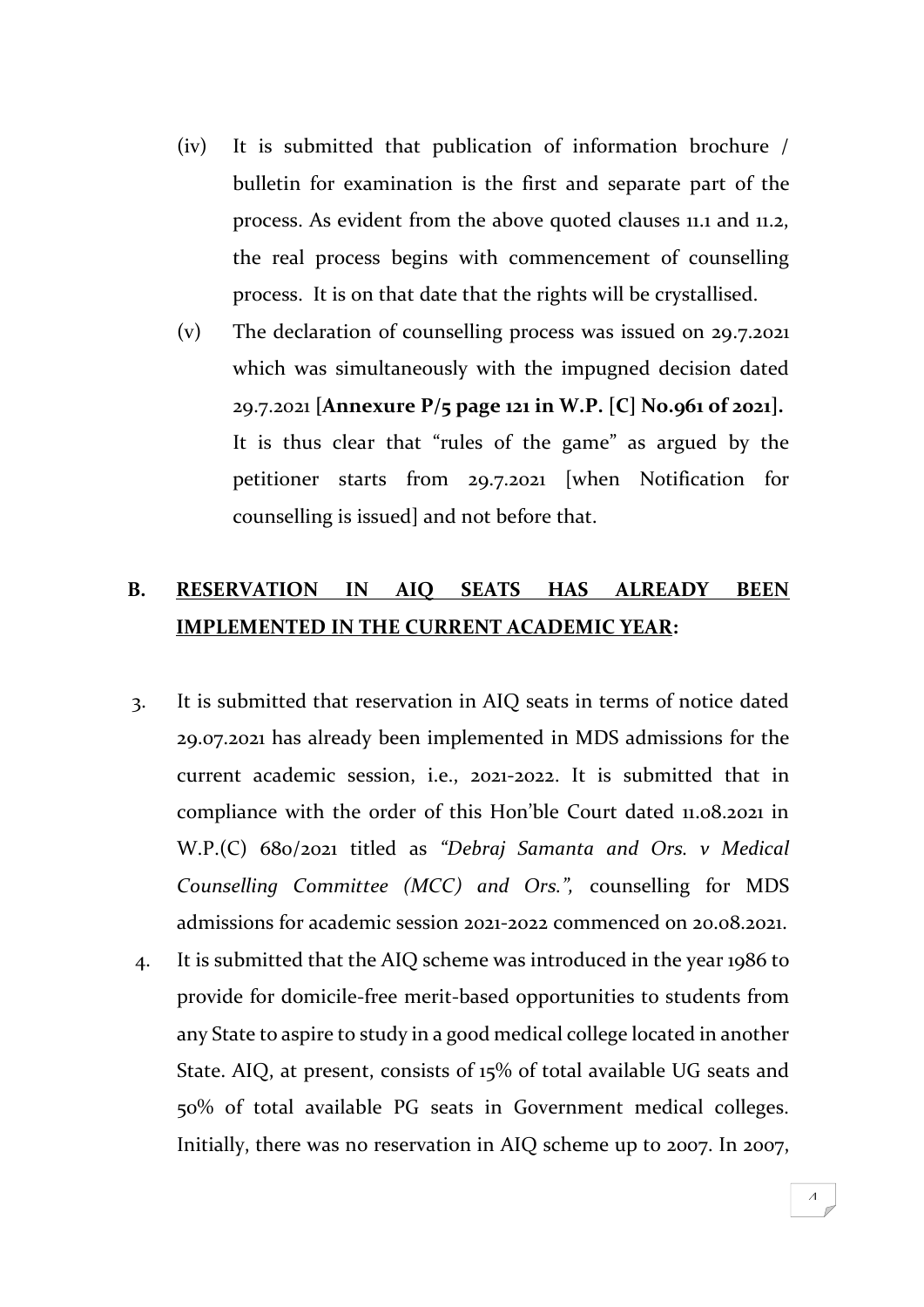(iv) It is submitted that publication of information brochure / bulletin for examination is the first and separate part of the process. As evident from the above quoted clauses 11.1 and 11.2, the real process begins with commencement of counselling process. It is on that date that the rights will be crystallised.

(v) The declaration of counselling process was issued on 29.7.2021 which was simultaneously with the impugned decision dated 29.7.2021 **[Annexure P/5 page 121 in W.P. [C] No.961 of 2021].** It is thus clear that "rules of the game" as argued by the petitioner starts from 29.7.2021 [when Notification for counselling is issued] and not before that.

## B. <u>RESERVATION IN AIQ SEATS HAS ALREADY BEEN IMPLEMENTED IN THE CURRENT ACADEMIC YEAR</u>:

3. It is submitted that reservation in AIQ seats in terms of notice dated 29.07.2021 has already been implemented in MDS admissions for the current academic session, i.e., 2021-2022. It is submitted that in compliance with the order of this Hon'ble Court dated 11.08.2021 in W.P.(C) 680/2021 titled as *"Debraj Samanta and Ors. v Medical Counselling Committee (MCC) and Ors."*, counselling for MDS admissions for academic session 2021-2022 commenced on 20.08.2021.

4. It is submitted that the AIQ scheme was introduced in the year 1986 to provide for domicile-free merit-based opportunities to students from any State to aspire to study in a good medical college located in another State. AIQ, at present, consists of 15% of total available UG seats and 50% of total available PG seats in Government medical colleges. Initially, there was no reservation in AIQ scheme up to 2007. In 2007,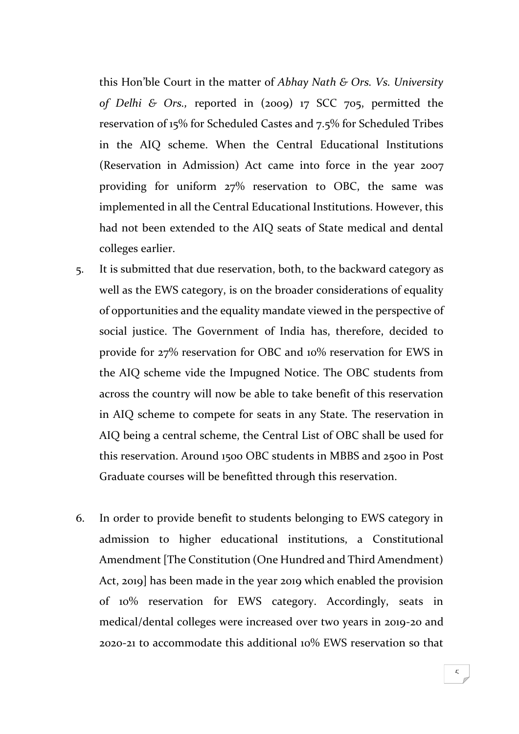this Hon'ble Court in the matter of *Abhay Nath & Ors. Vs. University of Delhi & Ors.,* reported in (2009) 17 SCC 705, permitted the reservation of 15% for Scheduled Castes and 7.5% for Scheduled Tribes in the AIQ scheme. When the Central Educational Institutions (Reservation in Admission) Act came into force in the year 2007 providing for uniform 27% reservation to OBC, the same was implemented in all the Central Educational Institutions. However, this had not been extended to the AIQ seats of State medical and dental colleges earlier.

5. It is submitted that due reservation, both, to the backward category as well as the EWS category, is on the broader considerations of equality of opportunities and the equality mandate viewed in the perspective of social justice. The Government of India has, therefore, decided to provide for 27% reservation for OBC and 10% reservation for EWS in the AIQ scheme vide the Impugned Notice. The OBC students from across the country will now be able to take benefit of this reservation in AIQ scheme to compete for seats in any State. The reservation in AIQ being a central scheme, the Central List of OBC shall be used for this reservation. Around 1500 OBC students in MBBS and 2500 in Post Graduate courses will be benefitted through this reservation.

6. In order to provide benefit to students belonging to EWS category in admission to higher educational institutions, a Constitutional Amendment [The Constitution (One Hundred and Third Amendment) Act, 2019] has been made in the year 2019 which enabled the provision of 10% reservation for EWS category. Accordingly, seats in medical/dental colleges were increased over two years in 2019-20 and 2020-21 to accommodate this additional 10% EWS reservation so that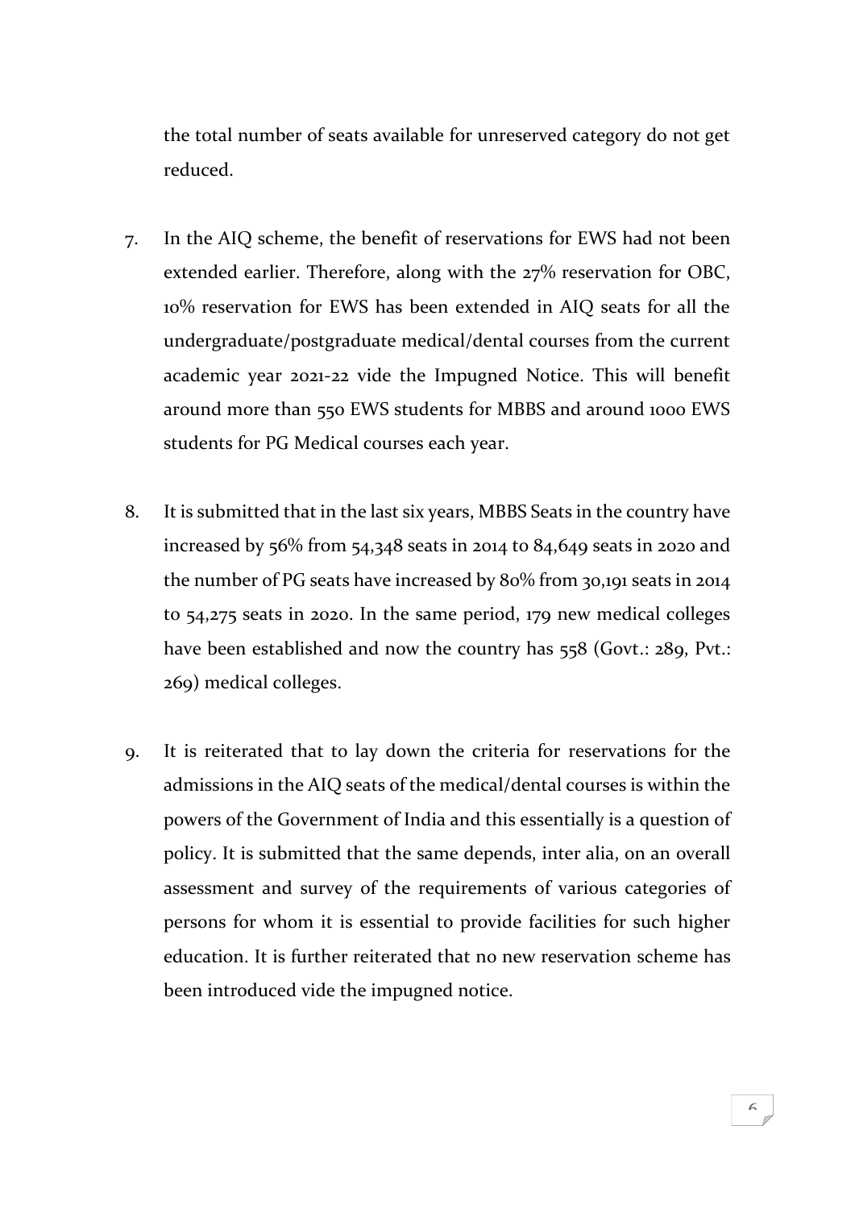the total number of seats available for unreserved category do not get reduced.

7. In the AIQ scheme, the benefit of reservations for EWS had not been extended earlier. Therefore, along with the 27% reservation for OBC, 10% reservation for EWS has been extended in AIQ seats for all the undergraduate/postgraduate medical/dental courses from the current academic year 2021-22 vide the Impugned Notice. This will benefit around more than 550 EWS students for MBBS and around 1000 EWS students for PG Medical courses each year.

8. It is submitted that in the last six years, MBBS Seats in the country have increased by 56% from 54,348 seats in 2014 to 84,649 seats in 2020 and the number of PG seats have increased by 80% from 30,191 seats in 2014 to 54,275 seats in 2020. In the same period, 179 new medical colleges have been established and now the country has 558 (Govt.: 289, Pvt.: 269) medical colleges.

9. It is reiterated that to lay down the criteria for reservations for the admissions in the AIQ seats of the medical/dental courses is within the powers of the Government of India and this essentially is a question of policy. It is submitted that the same depends, inter alia, on an overall assessment and survey of the requirements of various categories of persons for whom it is essential to provide facilities for such higher education. It is further reiterated that no new reservation scheme has been introduced vide the impugned notice.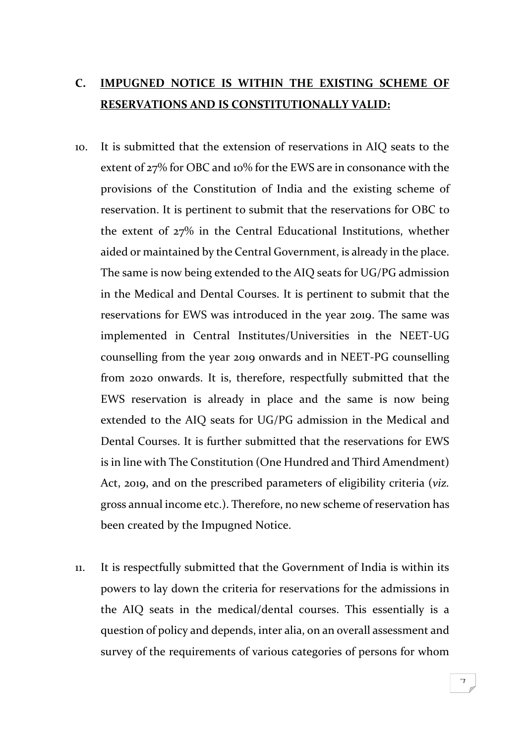## C. IMPUGNED NOTICE IS WITHIN THE EXISTING SCHEME OF RESERVATIONS AND IS CONSTITUTIONALLY VALID:

10. It is submitted that the extension of reservations in AIQ seats to the extent of 27% for OBC and 10% for the EWS are in consonance with the provisions of the Constitution of India and the existing scheme of reservation. It is pertinent to submit that the reservations for OBC to the extent of 27% in the Central Educational Institutions, whether aided or maintained by the Central Government, is already in the place. The same is now being extended to the AIQ seats for UG/PG admission in the Medical and Dental Courses. It is pertinent to submit that the reservations for EWS was introduced in the year 2019. The same was implemented in Central Institutes/Universities in the NEET-UG counselling from the year 2019 onwards and in NEET-PG counselling from 2020 onwards. It is, therefore, respectfully submitted that the EWS reservation is already in place and the same is now being extended to the AIQ seats for UG/PG admission in the Medical and Dental Courses. It is further submitted that the reservations for EWS is in line with The Constitution (One Hundred and Third Amendment) Act, 2019, and on the prescribed parameters of eligibility criteria (*viz.* gross annual income etc.). Therefore, no new scheme of reservation has been created by the Impugned Notice.

11. It is respectfully submitted that the Government of India is within its powers to lay down the criteria for reservations for the admissions in the AIQ seats in the medical/dental courses. This essentially is a question of policy and depends, inter alia, on an overall assessment and survey of the requirements of various categories of persons for whom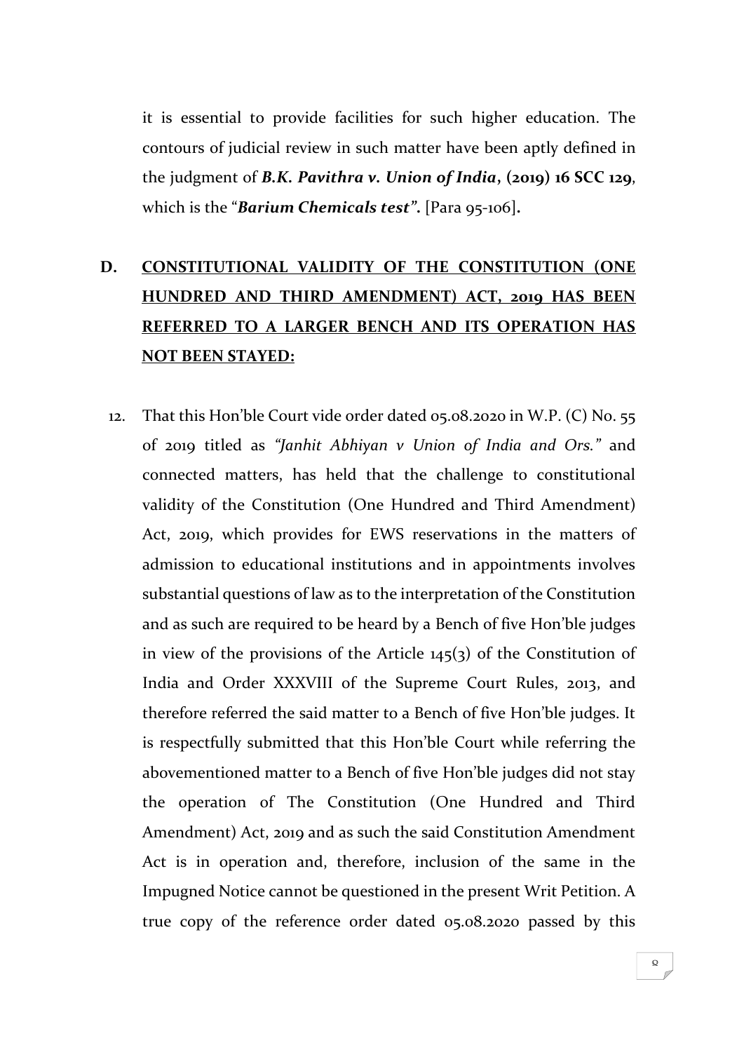it is essential to provide facilities for such higher education. The contours of judicial review in such matter have been aptly defined in the judgment of ***B.K. Pavithra v. Union of India*, (2019) 16 SCC 129**, which is the "***Barium Chemicals test*".** [Para 95-106]**.**

## D. <u>CONSTITUTIONAL VALIDITY OF THE CONSTITUTION (ONE HUNDRED AND THIRD AMENDMENT) ACT, 2019 HAS BEEN REFERRED TO A LARGER BENCH AND ITS OPERATION HAS NOT BEEN STAYED:</u>

12. That this Hon'ble Court vide order dated 05.08.2020 in W.P. (C) No. 55 of 2019 titled as *"Janhit Abhiyan v Union of India and Ors."* and connected matters, has held that the challenge to constitutional validity of the Constitution (One Hundred and Third Amendment) Act, 2019, which provides for EWS reservations in the matters of admission to educational institutions and in appointments involves substantial questions of law as to the interpretation of the Constitution and as such are required to be heard by a Bench of five Hon'ble judges in view of the provisions of the Article 145(3) of the Constitution of India and Order XXXVIII of the Supreme Court Rules, 2013, and therefore referred the said matter to a Bench of five Hon'ble judges. It is respectfully submitted that this Hon'ble Court while referring the abovementioned matter to a Bench of five Hon'ble judges did not stay the operation of The Constitution (One Hundred and Third Amendment) Act, 2019 and as such the said Constitution Amendment Act is in operation and, therefore, inclusion of the same in the Impugned Notice cannot be questioned in the present Writ Petition. A true copy of the reference order dated 05.08.2020 passed by this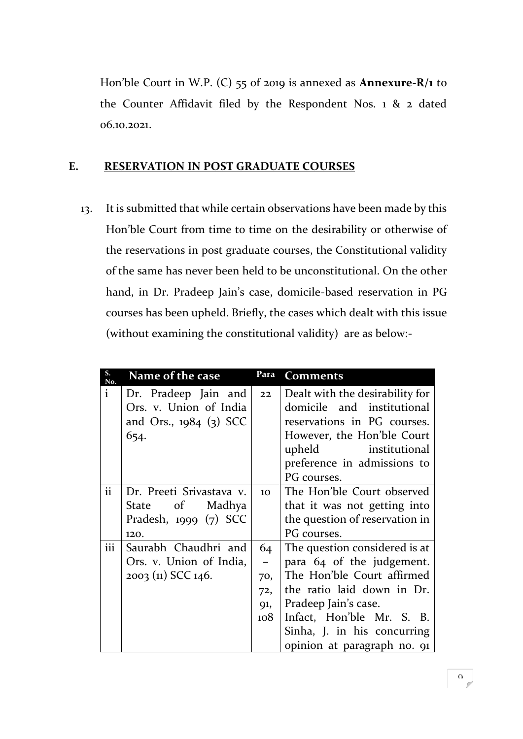Hon'ble Court in W.P. (C) 55 of 2019 is annexed as **Annexure-R/1** to the Counter Affidavit filed by the Respondent Nos. 1 & 2 dated 06.10.2021.

## E. RESERVATION IN POST GRADUATE COURSES

13. It is submitted that while certain observations have been made by this Hon'ble Court from time to time on the desirability or otherwise of the reservations in post graduate courses, the Constitutional validity of the same has never been held to be unconstitutional. On the other hand, in Dr. Pradeep Jain's case, domicile-based reservation in PG courses has been upheld. Briefly, the cases which dealt with this issue (without examining the constitutional validity) are as below:-

| S. No. | Name of the case | Para | Comments |
|---|---|---|---|
| i | Dr. Pradeep Jain and Ors. v. Union of India and Ors., 1984 (3) SCC 654. | 22 | Dealt with the desirability for domicile and institutional reservations in PG courses. However, the Hon'ble Court upheld institutional preference in admissions to PG courses. |
| ii | Dr. Preeti Srivastava v. State of Madhya Pradesh, 1999 (7) SCC 120. | 10 | The Hon'ble Court observed that it was not getting into the question of reservation in PG courses. |
| iii | Saurabh Chaudhri and Ors. v. Union of India, 2003 (11) SCC 146. | 64 – 70, 72, 91, 108 | The question considered is at para 64 of the judgement. The Hon'ble Court affirmed the ratio laid down in Dr. Pradeep Jain's case. Infact, Hon'ble Mr. S. B. Sinha, J. in his concurring opinion at paragraph no. 91 |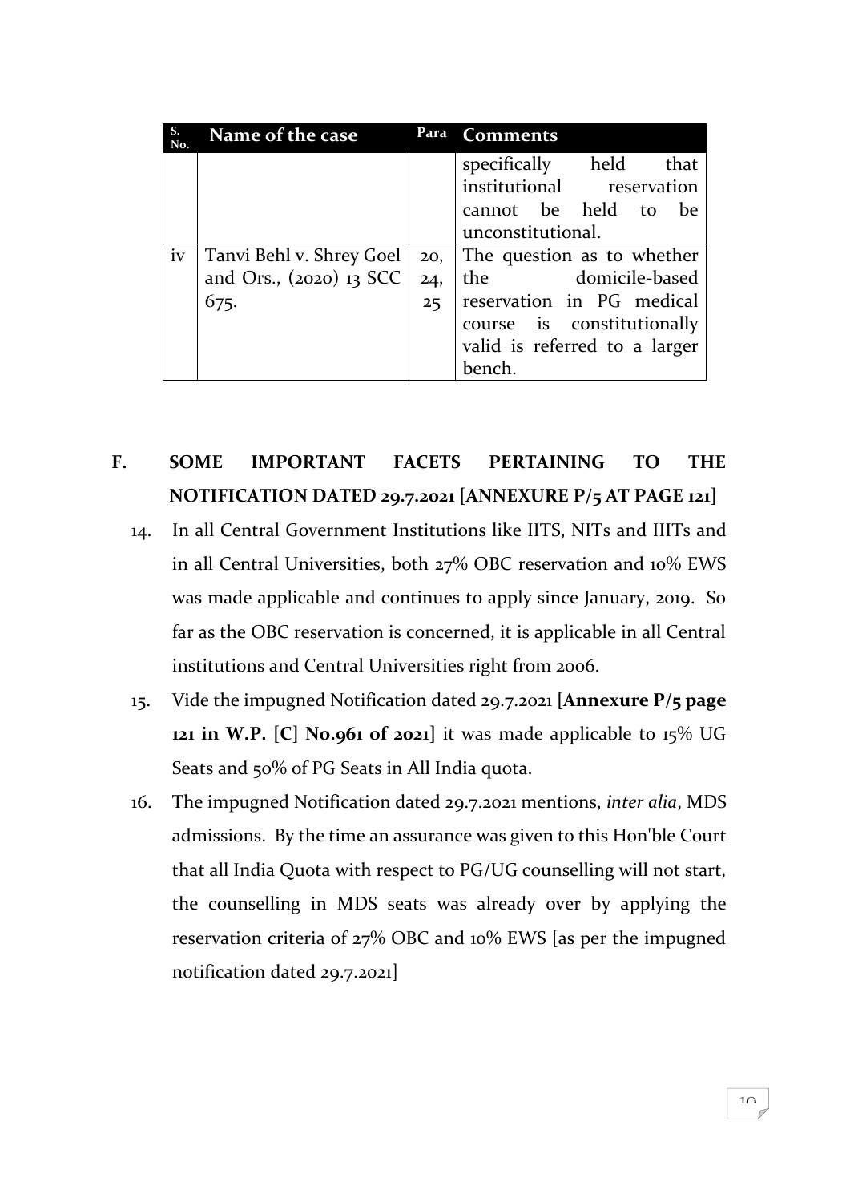| S. No. | Name of the case | Para | Comments |
|---|---|---|---|
| | | | specifically held that institutional reservation cannot be held to be unconstitutional. |
| iv | Tanvi Behl v. Shrey Goel and Ors., (2020) 13 SCC 675. | 20, 24, 25 | The question as to whether the domicile-based reservation in PG medical course is constitutionally valid is referred to a larger bench. |

## F. SOME IMPORTANT FACETS PERTAINING TO THE NOTIFICATION DATED 29.7.2021 [ANNEXURE P/5 AT PAGE 121]

14. In all Central Government Institutions like IITS, NITs and IIITs and in all Central Universities, both 27% OBC reservation and 10% EWS was made applicable and continues to apply since January, 2019. So far as the OBC reservation is concerned, it is applicable in all Central institutions and Central Universities right from 2006.

15. Vide the impugned Notification dated 29.7.2021 [**Annexure P/5 page 121 in W.P. [C] No.961 of 2021**] it was made applicable to 15% UG Seats and 50% of PG Seats in All India quota.

16. The impugned Notification dated 29.7.2021 mentions, *inter alia*, MDS admissions. By the time an assurance was given to this Hon'ble Court that all India Quota with respect to PG/UG counselling will not start, the counselling in MDS seats was already over by applying the reservation criteria of 27% OBC and 10% EWS [as per the impugned notification dated 29.7.2021]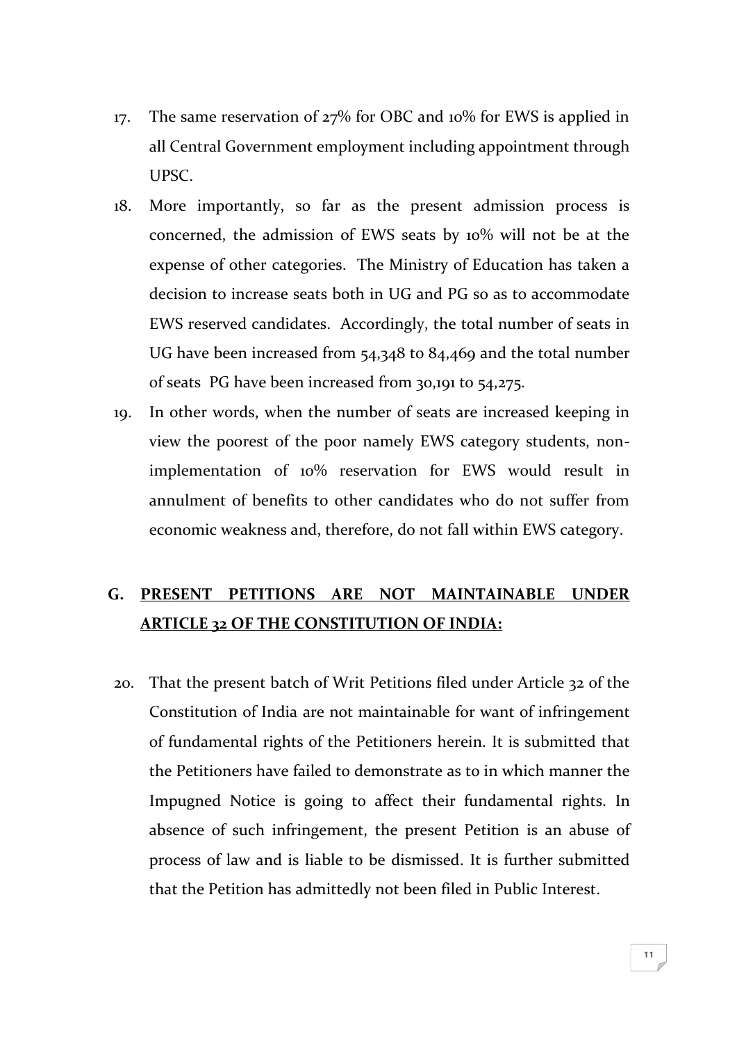17. The same reservation of 27% for OBC and 10% for EWS is applied in all Central Government employment including appointment through UPSC.

18. More importantly, so far as the present admission process is concerned, the admission of EWS seats by 10% will not be at the expense of other categories. The Ministry of Education has taken a decision to increase seats both in UG and PG so as to accommodate EWS reserved candidates. Accordingly, the total number of seats in UG have been increased from 54,348 to 84,469 and the total number of seats PG have been increased from 30,191 to 54,275.

19. In other words, when the number of seats are increased keeping in view the poorest of the poor namely EWS category students, non-implementation of 10% reservation for EWS would result in annulment of benefits to other candidates who do not suffer from economic weakness and, therefore, do not fall within EWS category.

## G. <u>PRESENT PETITIONS ARE NOT MAINTAINABLE UNDER ARTICLE 32 OF THE CONSTITUTION OF INDIA:</u>

20. That the present batch of Writ Petitions filed under Article 32 of the Constitution of India are not maintainable for want of infringement of fundamental rights of the Petitioners herein. It is submitted that the Petitioners have failed to demonstrate as to in which manner the Impugned Notice is going to affect their fundamental rights. In absence of such infringement, the present Petition is an abuse of process of law and is liable to be dismissed. It is further submitted that the Petition has admittedly not been filed in Public Interest.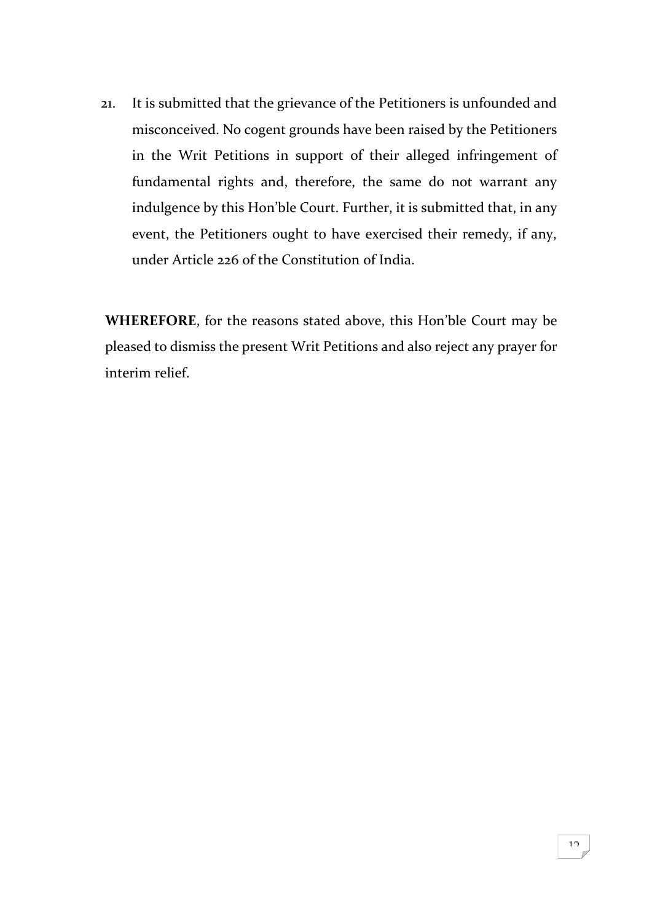21. It is submitted that the grievance of the Petitioners is unfounded and misconceived. No cogent grounds have been raised by the Petitioners in the Writ Petitions in support of their alleged infringement of fundamental rights and, therefore, the same do not warrant any indulgence by this Hon'ble Court. Further, it is submitted that, in any event, the Petitioners ought to have exercised their remedy, if any, under Article 226 of the Constitution of India.

**WHEREFORE**, for the reasons stated above, this Hon'ble Court may be pleased to dismiss the present Writ Petitions and also reject any prayer for interim relief.